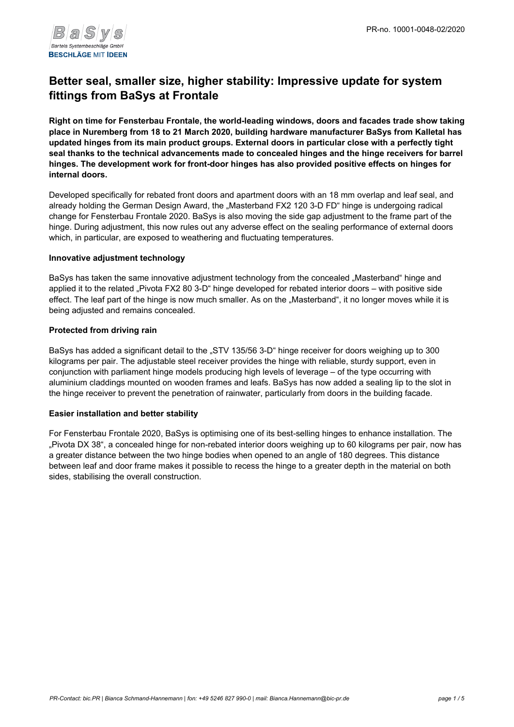# Better seal, smaller size, higher stability: Impressive update for system fittings from BaSys at Frontale

**Right on time for Fensterbau Frontale, the world-leading windows, doors and facades trade show taking place in Nuremberg from 18 to 21 March 2020, building hardware manufacturer BaSys from Kalletal has updated hinges from its main product groups. External doors in particular close with a perfectly tight seal thanks to the technical advancements made to concealed hinges and the hinge receivers for barrel hinges. The development work for front-door hinges has also provided positive effects on hinges for internal doors.**

Developed specifically for rebated front doors and apartment doors with an 18 mm overlap and leaf seal, and already holding the German Design Award, the „Masterband FX2 120 3-D FD" hinge is undergoing radical change for Fensterbau Frontale 2020. BaSys is also moving the side gap adjustment to the frame part of the hinge. During adjustment, this now rules out any adverse effect on the sealing performance of external doors which, in particular, are exposed to weathering and fluctuating temperatures.

**Innovative adjustment technology**

BaSys has taken the same innovative adjustment technology from the concealed „Masterband" hinge and applied it to the related „Pivota FX2 80 3-D" hinge developed for rebated interior doors – with positive side effect. The leaf part of the hinge is now much smaller. As on the „Masterband", it no longer moves while it is being adjusted and remains concealed.

**Protected from driving rain**

BaSys has added a significant detail to the „STV 135/56 3-D" hinge receiver for doors weighing up to 300 kilograms per pair. The adjustable steel receiver provides the hinge with reliable, sturdy support, even in conjunction with parliament hinge models producing high levels of leverage – of the type occurring with aluminium claddings mounted on wooden frames and leafs. BaSys has now added a sealing lip to the slot in the hinge receiver to prevent the penetration of rainwater, particularly from doors in the building facade.

**Easier installation and better stability**

For Fensterbau Frontale 2020, BaSys is optimising one of its best-selling hinges to enhance installation. The „Pivota DX 38", a concealed hinge for non-rebated interior doors weighing up to 60 kilograms per pair, now has a greater distance between the two hinge bodies when opened to an angle of 180 degrees. This distance between leaf and door frame makes it possible to recess the hinge to a greater depth in the material on both sides, stabilising the overall construction.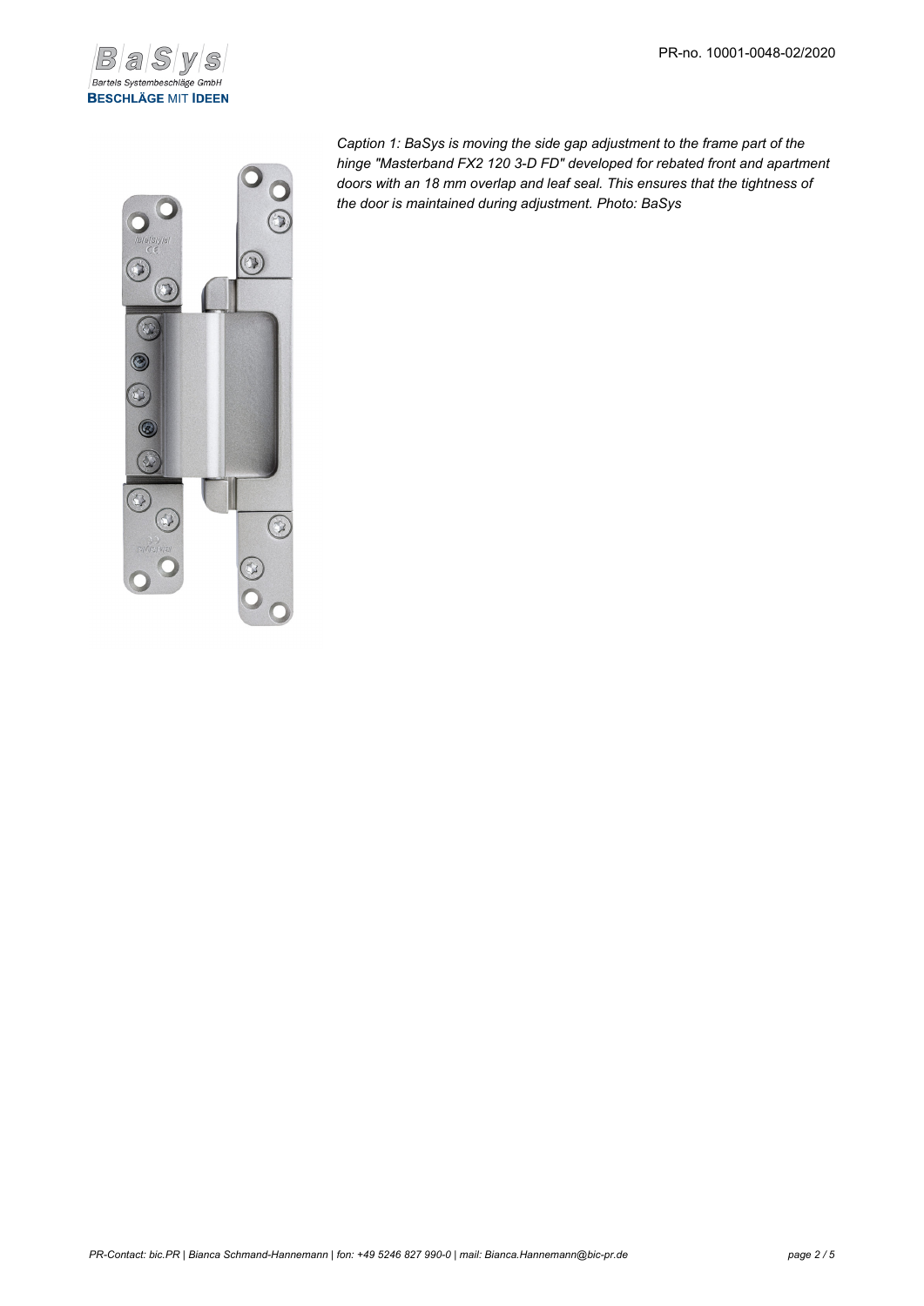*Caption 1: BaSys is moving the side gap adjustment to the frame part of the hinge "Masterband FX2 120 3-D FD" developed for rebated front and apartment doors with an 18 mm overlap and leaf seal. This ensures that the tightness of the door is maintained during adjustment. Photo: BaSys*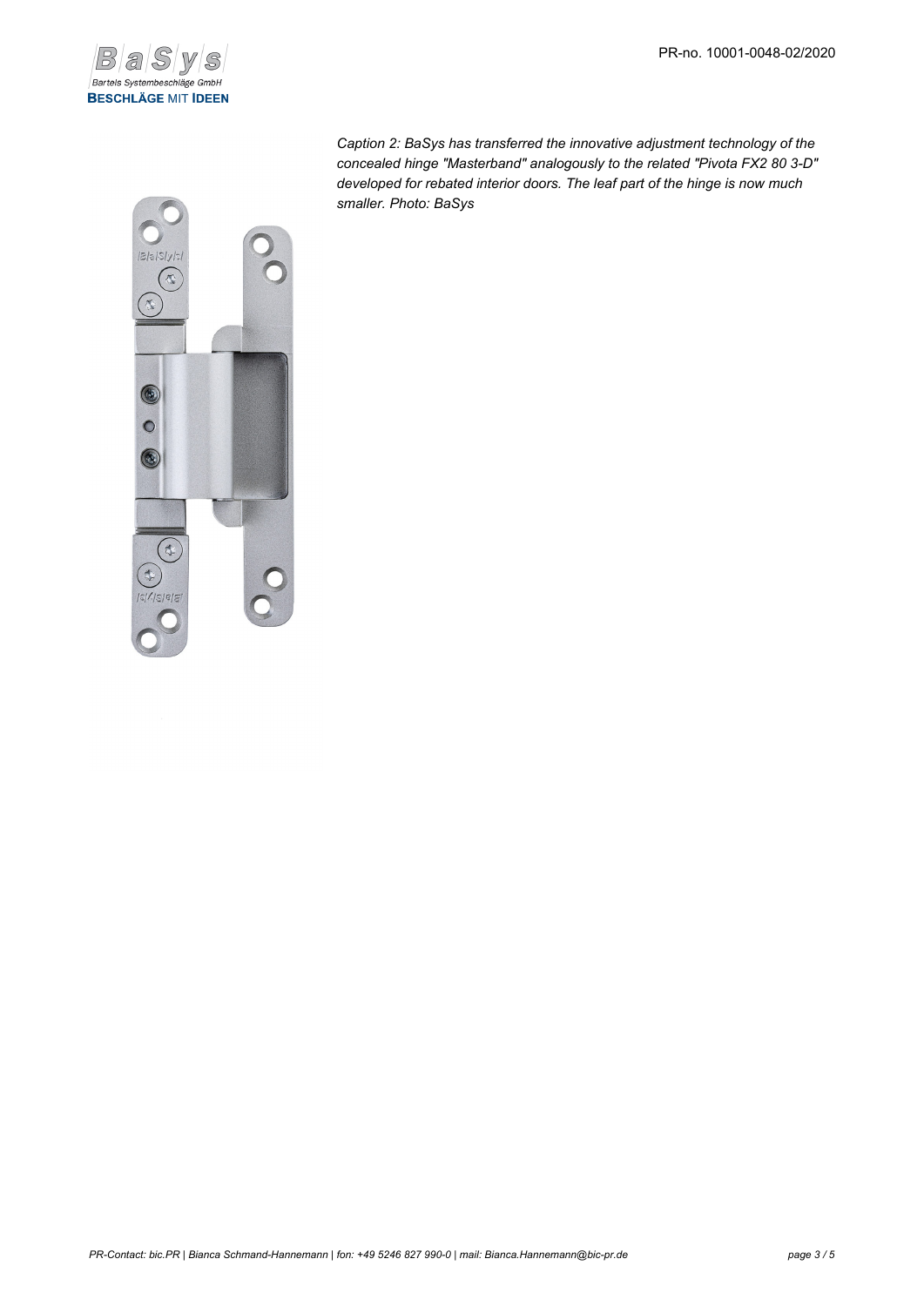*Caption 2: BaSys has transferred the innovative adjustment technology of the concealed hinge "Masterband" analogously to the related "Pivota FX2 80 3-D" developed for rebated interior doors. The leaf part of the hinge is now much smaller. Photo: BaSys*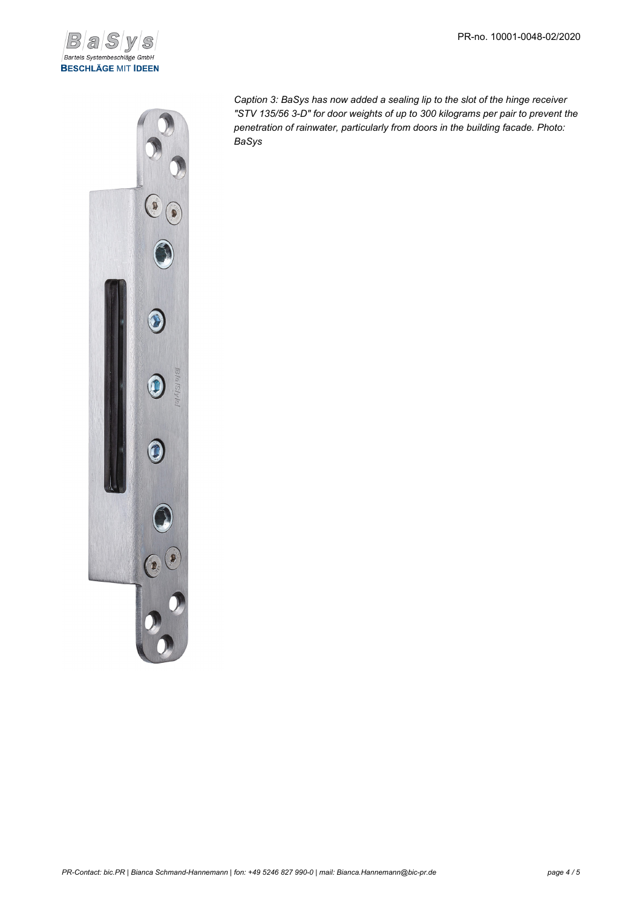*Caption 3: BaSys has now added a sealing lip to the slot of the hinge receiver "STV 135/56 3-D" for door weights of up to 300 kilograms per pair to prevent the penetration of rainwater, particularly from doors in the building facade. Photo: BaSys*

*PR-Contact: bic.PR | Bianca Schmand-Hannemann | fon: +49 5246 827 990-0 | mail: Bianca.Hannemann@bic-pr.de*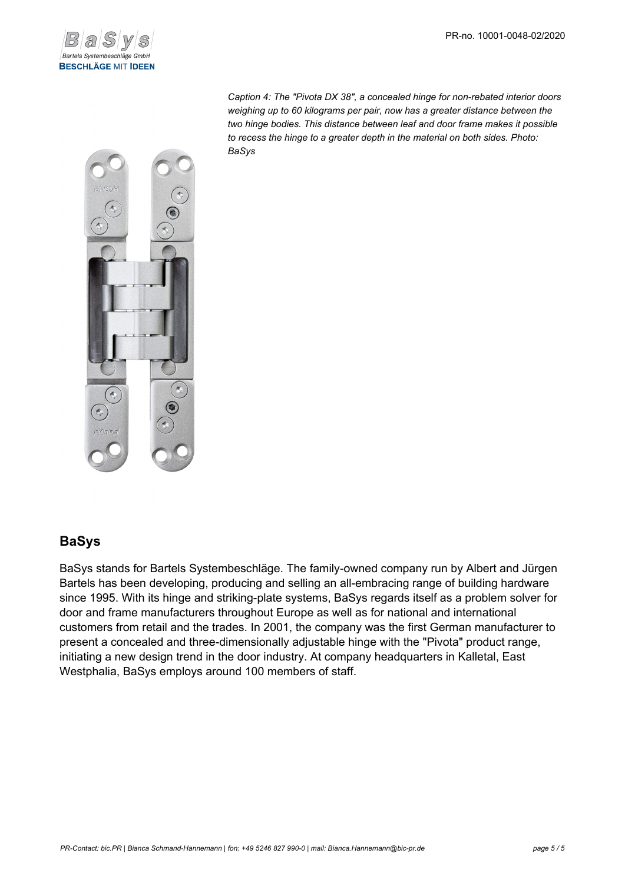*Caption 4: The "Pivota DX 38", a concealed hinge for non-rebated interior doors weighing up to 60 kilograms per pair, now has a greater distance between the two hinge bodies. This distance between leaf and door frame makes it possible to recess the hinge to a greater depth in the material on both sides. Photo: BaSys*

## BaSys

BaSys stands for Bartels Systembeschläge. The family-owned company run by Albert and Jürgen Bartels has been developing, producing and selling an all-embracing range of building hardware since 1995. With its hinge and striking-plate systems, BaSys regards itself as a problem solver for door and frame manufacturers throughout Europe as well as for national and international customers from retail and the trades. In 2001, the company was the first German manufacturer to present a concealed and three-dimensionally adjustable hinge with the "Pivota" product range, initiating a new design trend in the door industry. At company headquarters in Kalletal, East Westphalia, BaSys employs around 100 members of staff.